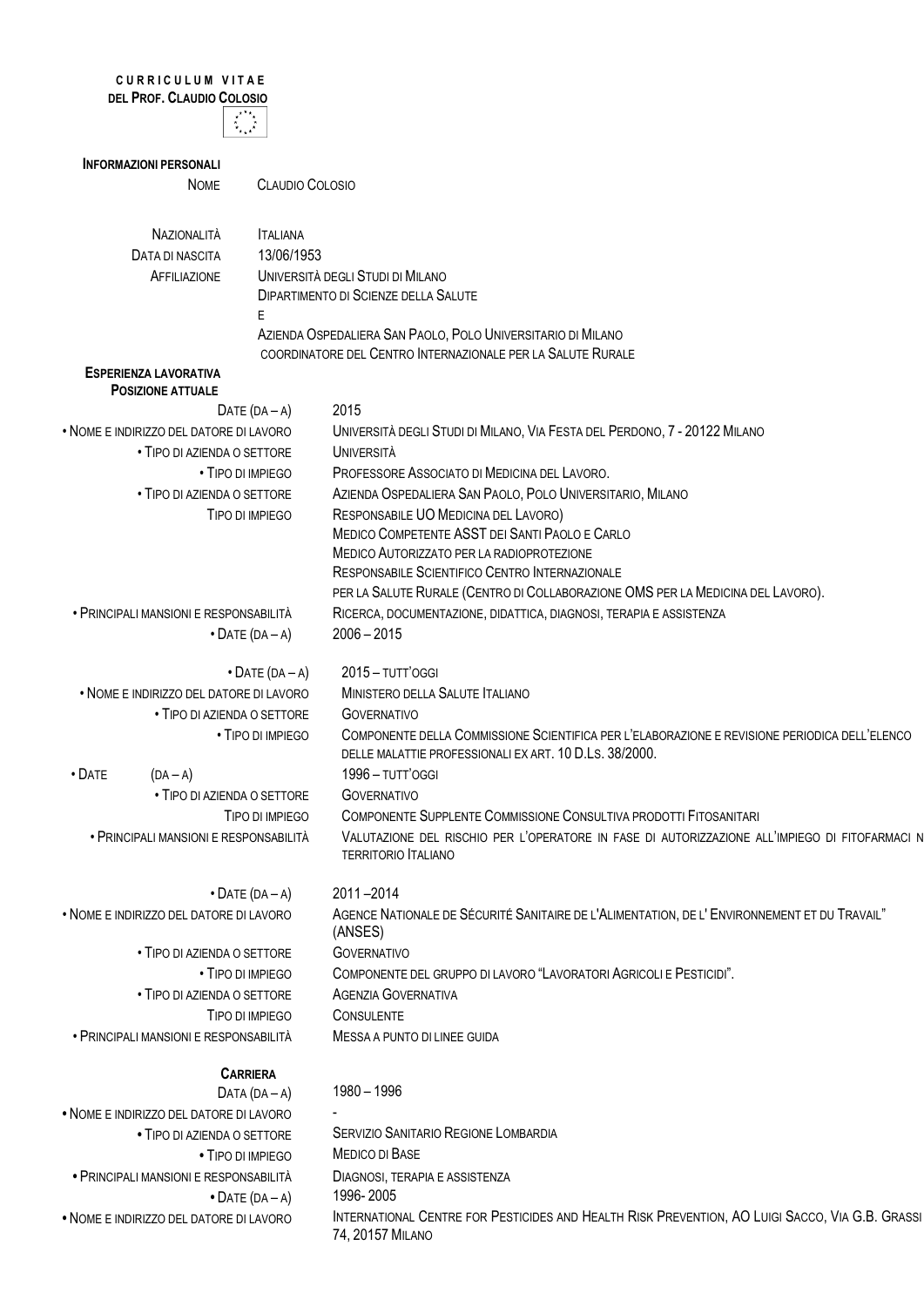**CURRICULUM VITAE**
**DEL PROF. CLAUDIO COLOSIO**

**INFORMAZIONI PERSONALI**

| | |
|---|---|
| NOME | CLAUDIO COLOSIO |
| NAZIONALITÀ | ITALIANA |
| DATA DI NASCITA | 13/06/1953 |
| AFFILIAZIONE | UNIVERSITÀ DEGLI STUDI DI MILANO<br>DIPARTIMENTO DI SCIENZE DELLA SALUTE<br>E<br>AZIENDA OSPEDALIERA SAN PAOLO, POLO UNIVERSITARIO DI MILANO<br>COORDINATORE DEL CENTRO INTERNAZIONALE PER LA SALUTE RURALE |

**ESPERIENZA LAVORATIVA**
**POSIZIONE ATTUALE**

| | |
|---|---|
| DATE (DA – A) | 2015 |
| • NOME E INDIRIZZO DEL DATORE DI LAVORO | UNIVERSITÀ DEGLI STUDI DI MILANO, VIA FESTA DEL PERDONO, 7 - 20122 MILANO |
| • TIPO DI AZIENDA O SETTORE | UNIVERSITÀ |
| • TIPO DI IMPIEGO | PROFESSORE ASSOCIATO DI MEDICINA DEL LAVORO. |
| • TIPO DI AZIENDA O SETTORE | AZIENDA OSPEDALIERA SAN PAOLO, POLO UNIVERSITARIO, MILANO |
| TIPO DI IMPIEGO | RESPONSABILE UO MEDICINA DEL LAVORO)<br>MEDICO COMPETENTE ASST DEI SANTI PAOLO E CARLO<br>MEDICO AUTORIZZATO PER LA RADIOPROTEZIONE<br>RESPONSABILE SCIENTIFICO CENTRO INTERNAZIONALE<br>PER LA SALUTE RURALE (CENTRO DI COLLABORAZIONE OMS PER LA MEDICINA DEL LAVORO). |
| • PRINCIPALI MANSIONI E RESPONSABILITÀ | RICERCA, DOCUMENTAZIONE, DIDATTICA, DIAGNOSI, TERAPIA E ASSISTENZA |
| • DATE (DA – A) | 2006 – 2015 |

| | |
|---|---|
| • DATE (DA – A) | 2015 – TUTT'OGGI |
| • NOME E INDIRIZZO DEL DATORE DI LAVORO | MINISTERO DELLA SALUTE ITALIANO |
| • TIPO DI AZIENDA O SETTORE | GOVERNATIVO |
| • TIPO DI IMPIEGO | COMPONENTE DELLA COMMISSIONE SCIENTIFICA PER L'ELABORAZIONE E REVISIONE PERIODICA DELL'ELENCO DELLE MALATTIE PROFESSIONALI EX ART. 10 D.LS. 38/2000. |
| • DATE (DA – A) | 1996 – TUTT'OGGI |
| • TIPO DI AZIENDA O SETTORE | GOVERNATIVO |
| TIPO DI IMPIEGO | COMPONENTE SUPPLENTE COMMISSIONE CONSULTIVA PRODOTTI FITOSANITARI |
| • PRINCIPALI MANSIONI E RESPONSABILITÀ | VALUTAZIONE DEL RISCHIO PER L'OPERATORE IN FASE DI AUTORIZZAZIONE ALL'IMPIEGO DI FITOFARMACI N TERRITORIO ITALIANO |

| | |
|---|---|
| • DATE (DA – A) | 2011 –2014 |
| • NOME E INDIRIZZO DEL DATORE DI LAVORO | AGENCE NATIONALE DE SÉCURITÉ SANITAIRE DE L'ALIMENTATION, DE L' ENVIRONNEMENT ET DU TRAVAIL" (ANSES) |
| • TIPO DI AZIENDA O SETTORE | GOVERNATIVO |
| • TIPO DI IMPIEGO | COMPONENTE DEL GRUPPO DI LAVORO "LAVORATORI AGRICOLI E PESTICIDI". |
| • TIPO DI AZIENDA O SETTORE | AGENZIA GOVERNATIVA |
| TIPO DI IMPIEGO | CONSULENTE |
| • PRINCIPALI MANSIONI E RESPONSABILITÀ | MESSA A PUNTO DI LINEE GUIDA |

**CARRIERA**

| | |
|---|---|
| DATA (DA – A) | 1980 – 1996 |
| • NOME E INDIRIZZO DEL DATORE DI LAVORO | - |
| • TIPO DI AZIENDA O SETTORE | SERVIZIO SANITARIO REGIONE LOMBARDIA |
| • TIPO DI IMPIEGO | MEDICO DI BASE |
| • PRINCIPALI MANSIONI E RESPONSABILITÀ | DIAGNOSI, TERAPIA E ASSISTENZA |
| • DATE (DA – A) | 1996- 2005 |
| • NOME E INDIRIZZO DEL DATORE DI LAVORO | INTERNATIONAL CENTRE FOR PESTICIDES AND HEALTH RISK PREVENTION, AO LUIGI SACCO, VIA G.B. GRASSI 74, 20157 MILANO |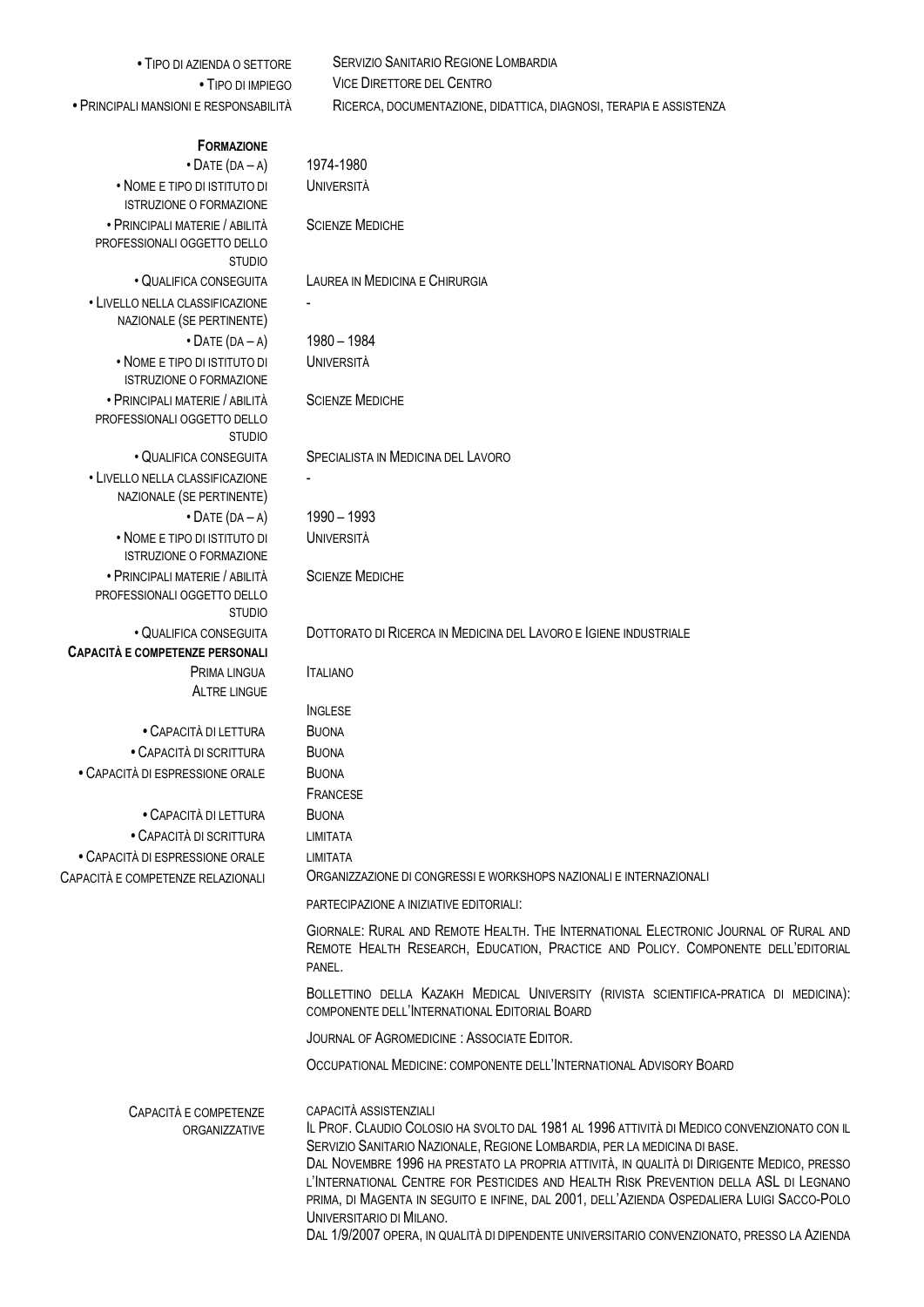| | |
|---|---|
| • Tipo di azienda o settore | Servizio Sanitario Regione Lombardia |
| • Tipo di impiego | Vice Direttore del Centro |
| • Principali mansioni e responsabilità | Ricerca, documentazione, didattica, diagnosi, terapia e assistenza |

## Formazione

| | |
|---|---|
| • Date (da – a) | 1974-1980 |
| • Nome e tipo di istituto di istruzione o formazione | Università |
| • Principali materie / abilità professionali oggetto dello studio | Scienze Mediche |
| • Qualifica conseguita | Laurea in Medicina e Chirurgia |
| • Livello nella classificazione nazionale (se pertinente) | - |
| • Date (da – a) | 1980 – 1984 |
| • Nome e tipo di istituto di istruzione o formazione | Università |
| • Principali materie / abilità professionali oggetto dello studio | Scienze Mediche |
| • Qualifica conseguita | Specialista in Medicina del Lavoro |
| • Livello nella classificazione nazionale (se pertinente) | - |
| • Date (da – a) | 1990 – 1993 |
| • Nome e tipo di istituto di istruzione o formazione | Università |
| • Principali materie / abilità professionali oggetto dello studio | Scienze Mediche |
| • Qualifica conseguita | Dottorato di Ricerca in Medicina del Lavoro e Igiene industriale |

## Capacità e competenze personali

| | |
|---|---|
| Prima lingua | Italiano |
| Altre lingue | |
| | Inglese |
| • Capacità di lettura | Buona |
| • Capacità di scrittura | Buona |
| • Capacità di espressione orale | Buona |
| | Francese |
| • Capacità di lettura | Buona |
| • Capacità di scrittura | limitata |
| • Capacità di espressione orale | limitata |

**Capacità e competenze relazionali**

Organizzazione di congressi e workshops nazionali e internazionali

partecipazione a iniziative editoriali:

Giornale: Rural and Remote Health. The International Electronic Journal of Rural and Remote Health Research, Education, Practice and Policy. Componente dell'editorial panel.

Bollettino della Kazakh Medical University (rivista scientifica-pratica di medicina): componente dell'International Editorial Board

Journal of Agromedicine : Associate Editor.

Occupational Medicine: componente dell'International Advisory Board

**Capacità e competenze organizzative**

capacità assistenziali

Il Prof. Claudio Colosio ha svolto dal 1981 al 1996 attività di Medico convenzionato con il Servizio Sanitario Nazionale, Regione Lombardia, per la medicina di base.

Dal Novembre 1996 ha prestato la propria attività, in qualità di Dirigente Medico, presso l'International Centre for Pesticides and Health Risk Prevention della ASL di Legnano prima, di Magenta in seguito e infine, dal 2001, dell'Azienda Ospedaliera Luigi Sacco-Polo Universitario di Milano.

Dal 1/9/2007 opera, in qualità di dipendente universitario convenzionato, presso la Azienda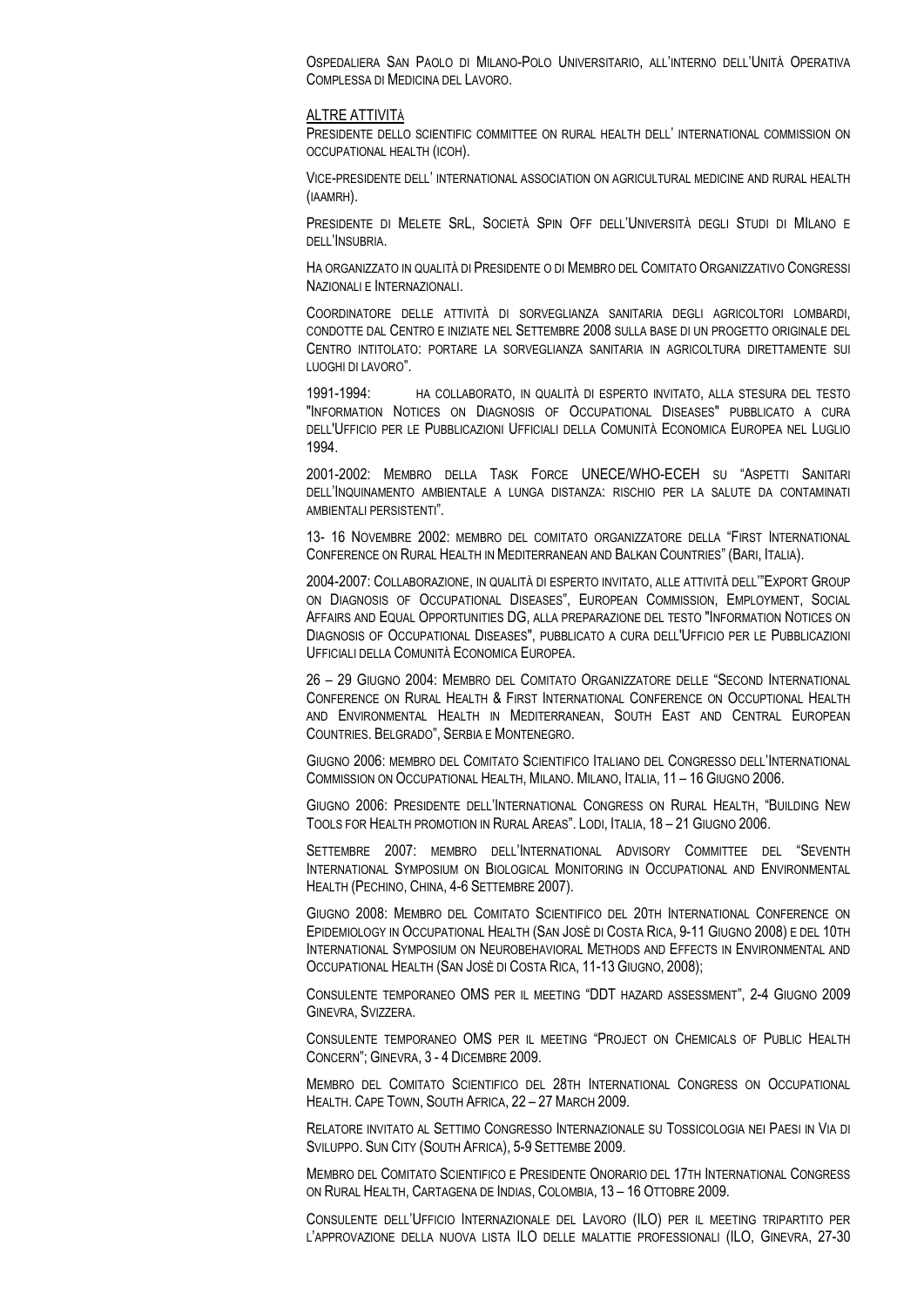Ospedaliera San Paolo di Milano-Polo Universitario, all'interno dell'Unità Operativa Complessa di Medicina del Lavoro.

## Altre attività

Presidente dello scientific committee on rural health dell' international commission on occupational health (ICOH).

Vice-presidente dell' international association on agricultural medicine and rural health (IAAMRH).

Presidente di Melete SrL, Società Spin Off dell'Università degli Studi di MIlano e dell'Insubria.

Ha organizzato in qualità di Presidente o di Membro del Comitato Organizzativo Congressi Nazionali e Internazionali.

Coordinatore delle attività di sorveglianza sanitaria degli agricoltori lombardi, condotte dal Centro e iniziate nel Settembre 2008 sulla base di un progetto originale del Centro intitolato: portare la sorveglianza sanitaria in agricoltura direttamente sui luoghi di lavoro".

1991-1994: ha collaborato, in qualità di esperto invitato, alla stesura del testo "Information Notices on Diagnosis of Occupational Diseases" pubblicato a cura dell'Ufficio per le Pubblicazioni Ufficiali della Comunità Economica Europea nel Luglio 1994.

2001-2002: Membro della Task Force UNECE/WHO-ECEH su "Aspetti Sanitari dell'Inquinamento ambientale a lunga distanza: rischio per la salute da contaminati ambientali persistenti".

13- 16 Novembre 2002: membro del comitato organizzatore della "First International Conference on Rural Health in Mediterranean and Balkan Countries" (Bari, Italia).

2004-2007: Collaborazione, in qualità di esperto invitato, alle attività dell'"Export Group on Diagnosis of Occupational Diseases", European Commission, Employment, Social Affairs and Equal Opportunities DG, alla preparazione del testo "Information Notices on Diagnosis of Occupational Diseases", pubblicato a cura dell'Ufficio per le Pubblicazioni Ufficiali della Comunità Economica Europea.

26 – 29 Giugno 2004: Membro del Comitato Organizzatore delle "Second International Conference on Rural Health & First International Conference on Occuptional Health and Environmental Health in Mediterranean, South East and Central European Countries. Belgrado", Serbia e Montenegro.

Giugno 2006: membro del Comitato Scientifico Italiano del Congresso dell'International Commission on Occupational Health, Milano. Milano, Italia, 11 – 16 Giugno 2006.

Giugno 2006: Presidente dell'International Congress on Rural Health, "Building New Tools for Health promotion in Rural Areas". Lodi, Italia, 18 – 21 Giugno 2006.

Settembre 2007: membro dell'International Advisory Committee del "Seventh International Symposium on Biological Monitoring in Occupational and Environmental Health (Pechino, China, 4-6 Settembre 2007).

Giugno 2008: Membro del Comitato Scientifico del 20th International Conference on Epidemiology in Occupational Health (San Josè di Costa Rica, 9-11 Giugno 2008) e del 10th International Symposium on Neurobehavioral Methods and Effects in Environmental and Occupational Health (San Josè di Costa Rica, 11-13 Giugno, 2008);

Consulente temporaneo OMS per il meeting "DDT hazard assessment", 2-4 Giugno 2009 Ginevra, Svizzera.

Consulente temporaneo OMS per il meeting "Project on Chemicals of Public Health Concern"; Ginevra, 3 - 4 Dicembre 2009.

Membro del Comitato Scientifico del 28th International Congress on Occupational Health. Cape Town, South Africa, 22 – 27 March 2009.

Relatore invitato al Settimo Congresso Internazionale su Tossicologia nei Paesi in Via di Sviluppo. Sun City (South Africa), 5-9 Settembe 2009.

Membro del Comitato Scientifico e Presidente Onorario del 17th International Congress on Rural Health, Cartagena de Indias, Colombia, 13 – 16 Ottobre 2009.

Consulente dell'Ufficio Internazionale del Lavoro (ILO) per il meeting tripartito per l'approvazione della nuova lista ILO delle malattie professionali (ILO, Ginevra, 27-30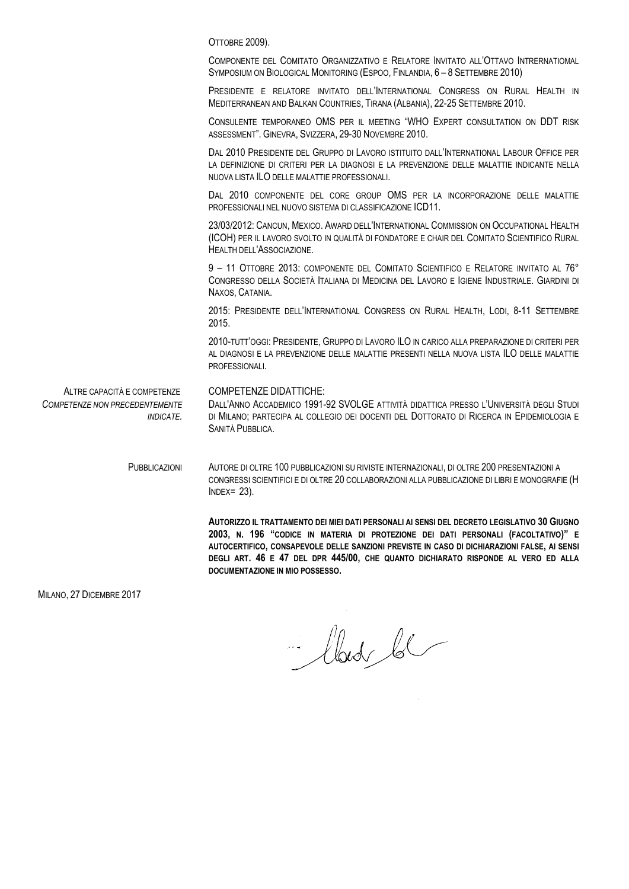OTTOBRE 2009).

COMPONENTE DEL COMITATO ORGANIZZATIVO E RELATORE INVITATO ALL'OTTAVO INTRERNATIOMAL SYMPOSIUM ON BIOLOGICAL MONITORING (ESPOO, FINLANDIA, 6 – 8 SETTEMBRE 2010)

PRESIDENTE E RELATORE INVITATO DELL'INTERNATIONAL CONGRESS ON RURAL HEALTH IN MEDITERRANEAN AND BALKAN COUNTRIES, TIRANA (ALBANIA), 22-25 SETTEMBRE 2010.

CONSULENTE TEMPORANEO OMS PER IL MEETING "WHO EXPERT CONSULTATION ON DDT RISK ASSESSMENT". GINEVRA, SVIZZERA, 29-30 NOVEMBRE 2010.

DAL 2010 PRESIDENTE DEL GRUPPO DI LAVORO ISTITUITO DALL'INTERNATIONAL LABOUR OFFICE PER LA DEFINIZIONE DI CRITERI PER LA DIAGNOSI E LA PREVENZIONE DELLE MALATTIE INDICANTE NELLA NUOVA LISTA ILO DELLE MALATTIE PROFESSIONALI.

DAL 2010 COMPONENTE DEL CORE GROUP OMS PER LA INCORPORAZIONE DELLE MALATTIE PROFESSIONALI NEL NUOVO SISTEMA DI CLASSIFICAZIONE ICD11.

23/03/2012: CANCUN, MEXICO. AWARD DELL'INTERNATIONAL COMMISSION ON OCCUPATIONAL HEALTH (ICOH) PER IL LAVORO SVOLTO IN QUALITÀ DI FONDATORE E CHAIR DEL COMITATO SCIENTIFICO RURAL HEALTH DELL'ASSOCIAZIONE.

9 – 11 OTTOBRE 2013: COMPONENTE DEL COMITATO SCIENTIFICO E RELATORE INVITATO AL 76° CONGRESSO DELLA SOCIETÀ ITALIANA DI MEDICINA DEL LAVORO E IGIENE INDUSTRIALE. GIARDINI DI NAXOS, CATANIA.

2015: PRESIDENTE DELL'INTERNATIONAL CONGRESS ON RURAL HEALTH, LODI, 8-11 SETTEMBRE 2015.

2010-TUTT'OGGI: PRESIDENTE, GRUPPO DI LAVORO ILO IN CARICO ALLA PREPARAZIONE DI CRITERI PER AL DIAGNOSI E LA PREVENZIONE DELLE MALATTIE PRESENTI NELLA NUOVA LISTA ILO DELLE MALATTIE PROFESSIONALI.

ALTRE CAPACITÀ E COMPETENZE
*COMPETENZE NON PRECEDENTEMENTE INDICATE.*

COMPETENZE DIDATTICHE:
DALL'ANNO ACCADEMICO 1991-92 SVOLGE ATTIVITÀ DIDATTICA PRESSO L'UNIVERSITÀ DEGLI STUDI DI MILANO; PARTECIPA AL COLLEGIO DEI DOCENTI DEL DOTTORATO DI RICERCA IN EPIDEMIOLOGIA E SANITÀ PUBBLICA.

PUBBLICAZIONI

AUTORE DI OLTRE 100 PUBBLICAZIONI SU RIVISTE INTERNAZIONALI, DI OLTRE 200 PRESENTAZIONI A CONGRESSI SCIENTIFICI E DI OLTRE 20 COLLABORAZIONI ALLA PUBBLICAZIONE DI LIBRI E MONOGRAFIE (H INDEX= 23).

**AUTORIZZO IL TRATTAMENTO DEI MIEI DATI PERSONALI AI SENSI DEL DECRETO LEGISLATIVO 30 GIUGNO 2003, N. 196 "CODICE IN MATERIA DI PROTEZIONE DEI DATI PERSONALI (FACOLTATIVO)" E AUTOCERTIFICO, CONSAPEVOLE DELLE SANZIONI PREVISTE IN CASO DI DICHIARAZIONI FALSE, AI SENSI DEGLI ART. 46 E 47 DEL DPR 445/00, CHE QUANTO DICHIARATO RISPONDE AL VERO ED ALLA DOCUMENTAZIONE IN MIO POSSESSO.**

MILANO, 27 DICEMBRE 2017